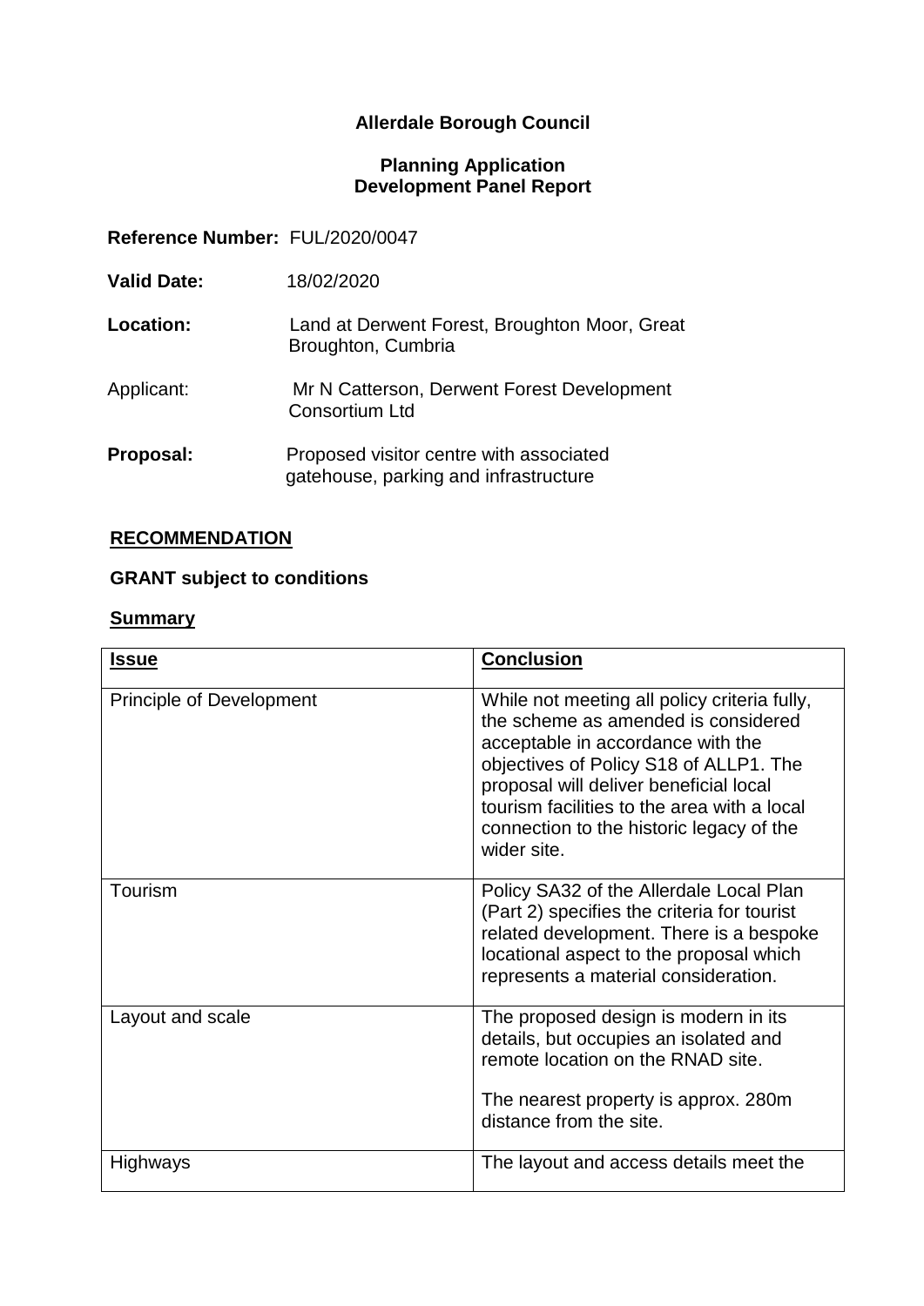**Allerdale Borough Council**

**Planning Application**
**Development Panel Report**

**Reference Number:** FUL/2020/0047

**Valid Date:** 18/02/2020

**Location:** Land at Derwent Forest, Broughton Moor, Great Broughton, Cumbria

Applicant: Mr N Catterson, Derwent Forest Development Consortium Ltd

**Proposal:** Proposed visitor centre with associated gatehouse, parking and infrastructure

## RECOMMENDATION

**GRANT subject to conditions**

**Summary**

| Issue | Conclusion |
|---|---|
| Principle of Development | While not meeting all policy criteria fully, the scheme as amended is considered acceptable in accordance with the objectives of Policy S18 of ALLP1. The proposal will deliver beneficial local tourism facilities to the area with a local connection to the historic legacy of the wider site. |
| Tourism | Policy SA32 of the Allerdale Local Plan (Part 2) specifies the criteria for tourist related development. There is a bespoke locational aspect to the proposal which represents a material consideration. |
| Layout and scale | The proposed design is modern in its details, but occupies an isolated and remote location on the RNAD site.<br><br>The nearest property is approx. 280m distance from the site. |
| Highways | The layout and access details meet the |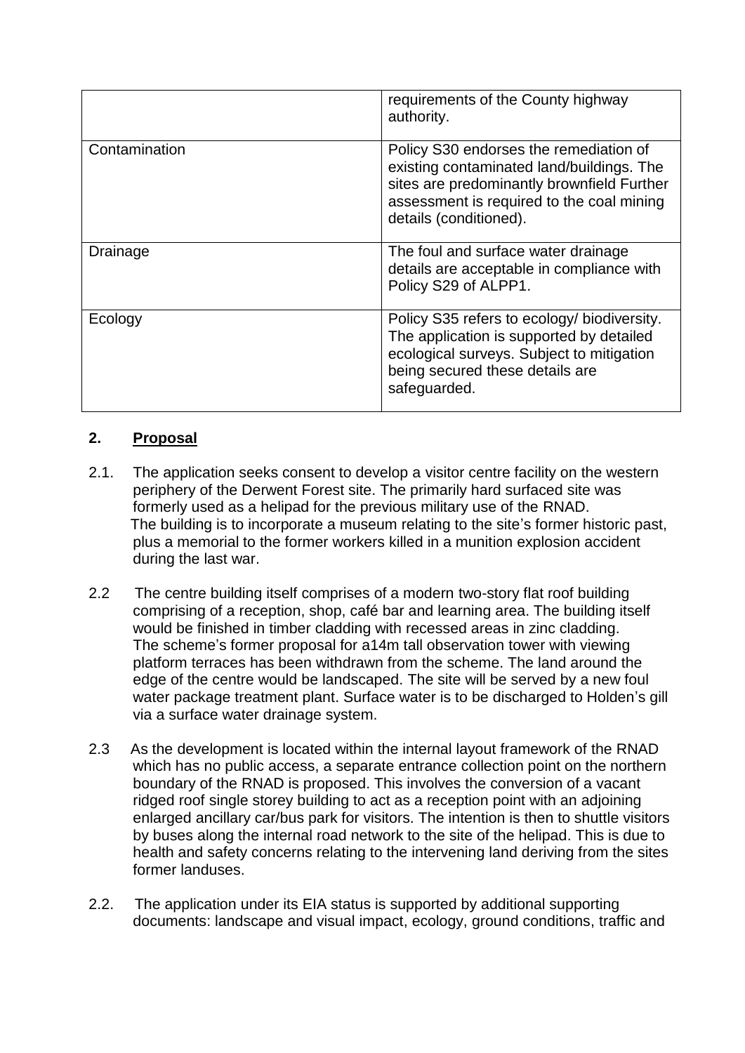| | |
|---|---|
| | requirements of the County highway authority. |
| Contamination | Policy S30 endorses the remediation of existing contaminated land/buildings. The sites are predominantly brownfield Further assessment is required to the coal mining details (conditioned). |
| Drainage | The foul and surface water drainage details are acceptable in compliance with Policy S29 of ALPP1. |
| Ecology | Policy S35 refers to ecology/ biodiversity. The application is supported by detailed ecological surveys. Subject to mitigation being secured these details are safeguarded. |

## 2. Proposal

2.1. The application seeks consent to develop a visitor centre facility on the western periphery of the Derwent Forest site. The primarily hard surfaced site was formerly used as a helipad for the previous military use of the RNAD. The building is to incorporate a museum relating to the site's former historic past, plus a memorial to the former workers killed in a munition explosion accident during the last war.

2.2 The centre building itself comprises of a modern two-story flat roof building comprising of a reception, shop, café bar and learning area. The building itself would be finished in timber cladding with recessed areas in zinc cladding. The scheme's former proposal for a14m tall observation tower with viewing platform terraces has been withdrawn from the scheme. The land around the edge of the centre would be landscaped. The site will be served by a new foul water package treatment plant. Surface water is to be discharged to Holden's gill via a surface water drainage system.

2.3 As the development is located within the internal layout framework of the RNAD which has no public access, a separate entrance collection point on the northern boundary of the RNAD is proposed. This involves the conversion of a vacant ridged roof single storey building to act as a reception point with an adjoining enlarged ancillary car/bus park for visitors. The intention is then to shuttle visitors by buses along the internal road network to the site of the helipad. This is due to health and safety concerns relating to the intervening land deriving from the sites former landuses.

2.2. The application under its EIA status is supported by additional supporting documents: landscape and visual impact, ecology, ground conditions, traffic and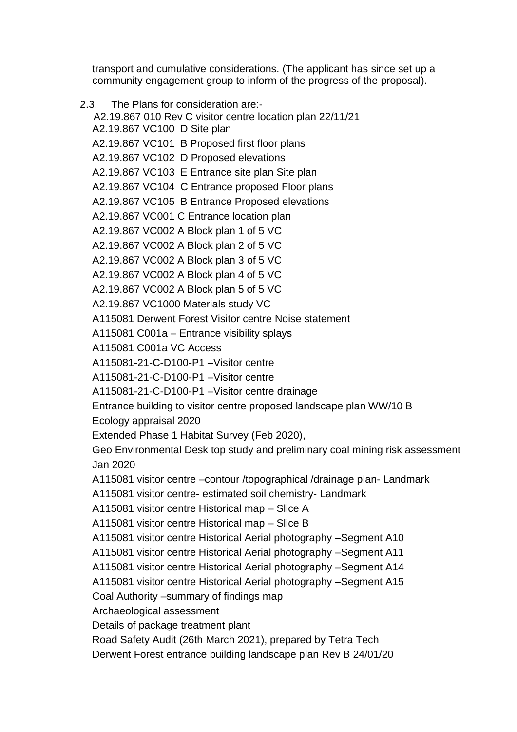transport and cumulative considerations. (The applicant has since set up a community engagement group to inform of the progress of the proposal).

2.3. The Plans for consideration are:-

A2.19.867 010 Rev C visitor centre location plan 22/11/21
A2.19.867 VC100 D Site plan
A2.19.867 VC101 B Proposed first floor plans
A2.19.867 VC102 D Proposed elevations
A2.19.867 VC103 E Entrance site plan Site plan
A2.19.867 VC104 C Entrance proposed Floor plans
A2.19.867 VC105 B Entrance Proposed elevations
A2.19.867 VC001 C Entrance location plan
A2.19.867 VC002 A Block plan 1 of 5 VC
A2.19.867 VC002 A Block plan 2 of 5 VC
A2.19.867 VC002 A Block plan 3 of 5 VC
A2.19.867 VC002 A Block plan 4 of 5 VC
A2.19.867 VC002 A Block plan 5 of 5 VC
A2.19.867 VC1000 Materials study VC
A115081 Derwent Forest Visitor centre Noise statement
A115081 C001a – Entrance visibility splays
A115081 C001a VC Access
A115081-21-C-D100-P1 –Visitor centre
A115081-21-C-D100-P1 –Visitor centre
A115081-21-C-D100-P1 –Visitor centre drainage
Entrance building to visitor centre proposed landscape plan WW/10 B
Ecology appraisal 2020
Extended Phase 1 Habitat Survey (Feb 2020),
Geo Environmental Desk top study and preliminary coal mining risk assessment Jan 2020
A115081 visitor centre –contour /topographical /drainage plan- Landmark
A115081 visitor centre- estimated soil chemistry- Landmark
A115081 visitor centre Historical map – Slice A
A115081 visitor centre Historical map – Slice B
A115081 visitor centre Historical Aerial photography –Segment A10
A115081 visitor centre Historical Aerial photography –Segment A11
A115081 visitor centre Historical Aerial photography –Segment A14
A115081 visitor centre Historical Aerial photography –Segment A15
Coal Authority –summary of findings map
Archaeological assessment
Details of package treatment plant
Road Safety Audit (26th March 2021), prepared by Tetra Tech
Derwent Forest entrance building landscape plan Rev B 24/01/20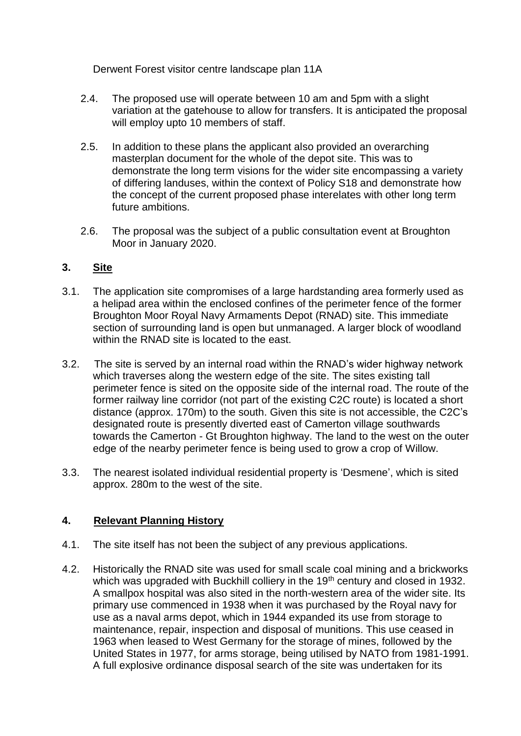Derwent Forest visitor centre landscape plan 11A

2.4. The proposed use will operate between 10 am and 5pm with a slight variation at the gatehouse to allow for transfers. It is anticipated the proposal will employ upto 10 members of staff.

2.5. In addition to these plans the applicant also provided an overarching masterplan document for the whole of the depot site. This was to demonstrate the long term visions for the wider site encompassing a variety of differing landuses, within the context of Policy S18 and demonstrate how the concept of the current proposed phase interelates with other long term future ambitions.

2.6. The proposal was the subject of a public consultation event at Broughton Moor in January 2020.

## 3. Site

3.1. The application site compromises of a large hardstanding area formerly used as a helipad area within the enclosed confines of the perimeter fence of the former Broughton Moor Royal Navy Armaments Depot (RNAD) site. This immediate section of surrounding land is open but unmanaged. A larger block of woodland within the RNAD site is located to the east.

3.2. The site is served by an internal road within the RNAD's wider highway network which traverses along the western edge of the site. The sites existing tall perimeter fence is sited on the opposite side of the internal road. The route of the former railway line corridor (not part of the existing C2C route) is located a short distance (approx. 170m) to the south. Given this site is not accessible, the C2C's designated route is presently diverted east of Camerton village southwards towards the Camerton - Gt Broughton highway. The land to the west on the outer edge of the nearby perimeter fence is being used to grow a crop of Willow.

3.3. The nearest isolated individual residential property is 'Desmene', which is sited approx. 280m to the west of the site.

## 4. Relevant Planning History

4.1. The site itself has not been the subject of any previous applications.

4.2. Historically the RNAD site was used for small scale coal mining and a brickworks which was upgraded with Buckhill colliery in the 19th century and closed in 1932. A smallpox hospital was also sited in the north-western area of the wider site. Its primary use commenced in 1938 when it was purchased by the Royal navy for use as a naval arms depot, which in 1944 expanded its use from storage to maintenance, repair, inspection and disposal of munitions. This use ceased in 1963 when leased to West Germany for the storage of mines, followed by the United States in 1977, for arms storage, being utilised by NATO from 1981-1991. A full explosive ordinance disposal search of the site was undertaken for its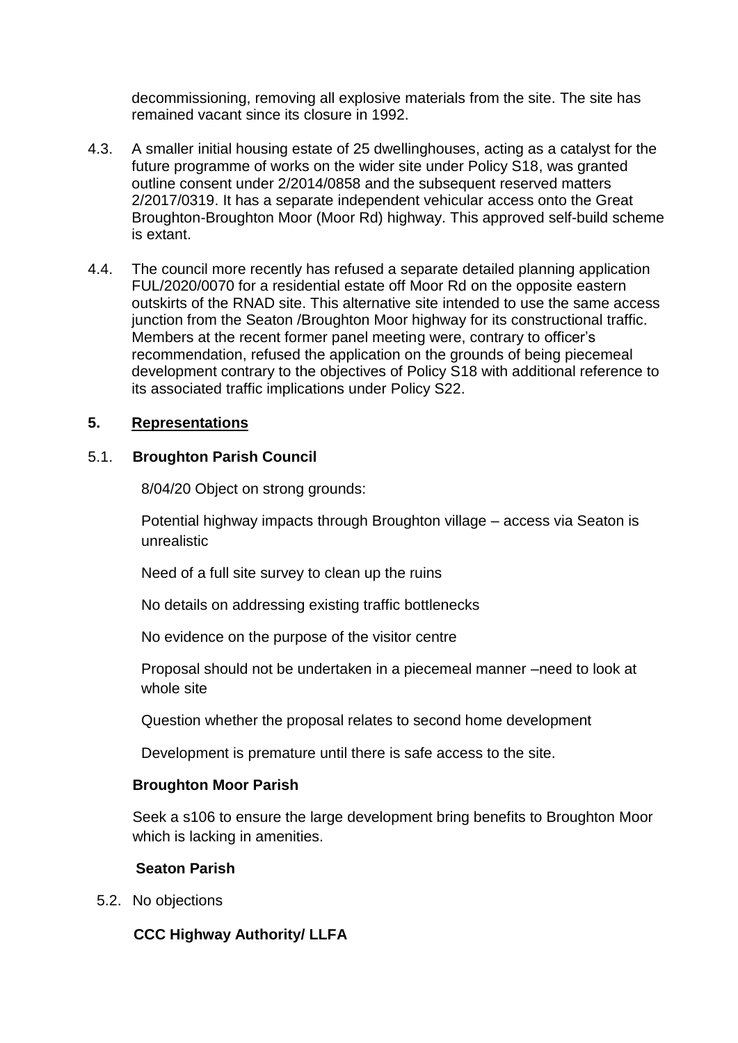decommissioning, removing all explosive materials from the site. The site has remained vacant since its closure in 1992.

4.3. A smaller initial housing estate of 25 dwellinghouses, acting as a catalyst for the future programme of works on the wider site under Policy S18, was granted outline consent under 2/2014/0858 and the subsequent reserved matters 2/2017/0319. It has a separate independent vehicular access onto the Great Broughton-Broughton Moor (Moor Rd) highway. This approved self-build scheme is extant.

4.4. The council more recently has refused a separate detailed planning application FUL/2020/0070 for a residential estate off Moor Rd on the opposite eastern outskirts of the RNAD site. This alternative site intended to use the same access junction from the Seaton /Broughton Moor highway for its constructional traffic. Members at the recent former panel meeting were, contrary to officer's recommendation, refused the application on the grounds of being piecemeal development contrary to the objectives of Policy S18 with additional reference to its associated traffic implications under Policy S22.

## 5. Representations

### 5.1. Broughton Parish Council

8/04/20 Object on strong grounds:

Potential highway impacts through Broughton village – access via Seaton is unrealistic

Need of a full site survey to clean up the ruins

No details on addressing existing traffic bottlenecks

No evidence on the purpose of the visitor centre

Proposal should not be undertaken in a piecemeal manner –need to look at whole site

Question whether the proposal relates to second home development

Development is premature until there is safe access to the site.

**Broughton Moor Parish**

Seek a s106 to ensure the large development bring benefits to Broughton Moor which is lacking in amenities.

**Seaton Parish**

5.2. No objections

**CCC Highway Authority/ LLFA**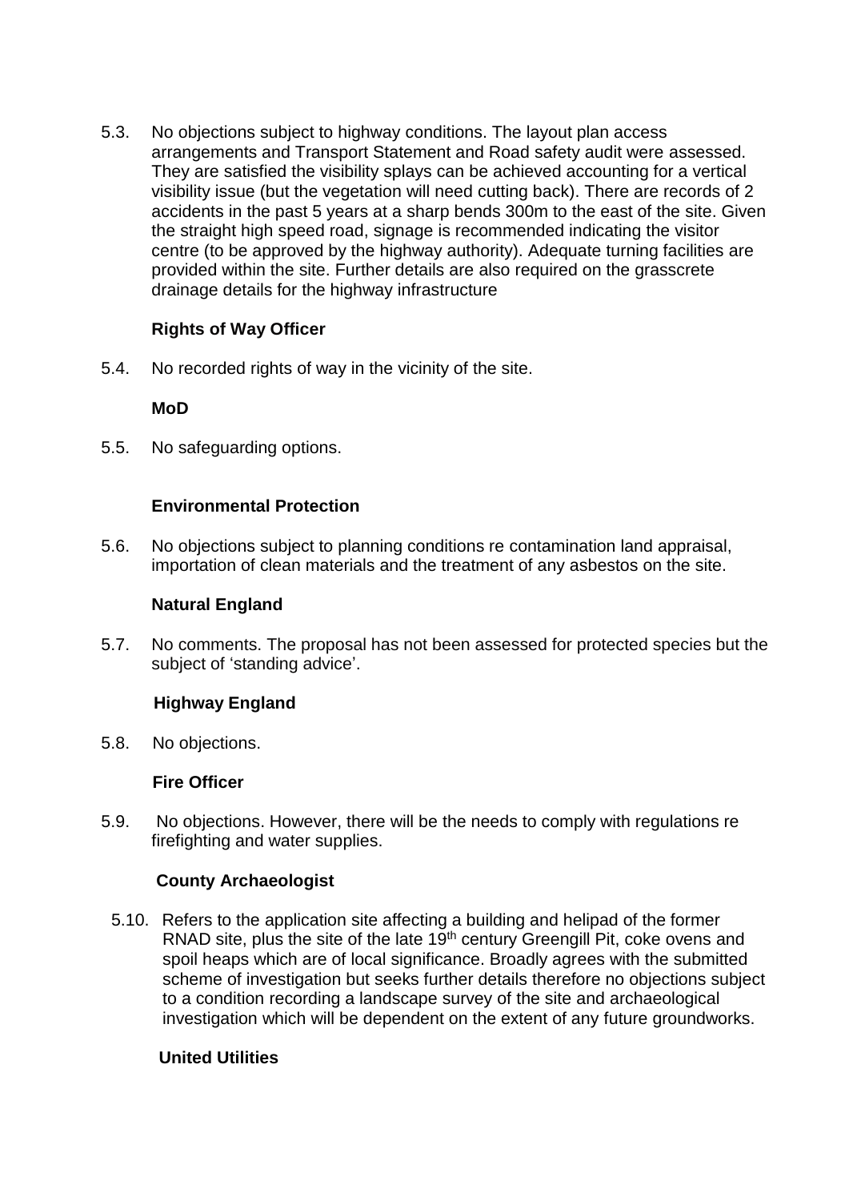5.3. No objections subject to highway conditions. The layout plan access arrangements and Transport Statement and Road safety audit were assessed. They are satisfied the visibility splays can be achieved accounting for a vertical visibility issue (but the vegetation will need cutting back). There are records of 2 accidents in the past 5 years at a sharp bends 300m to the east of the site. Given the straight high speed road, signage is recommended indicating the visitor centre (to be approved by the highway authority). Adequate turning facilities are provided within the site. Further details are also required on the grasscrete drainage details for the highway infrastructure

**Rights of Way Officer**

5.4. No recorded rights of way in the vicinity of the site.

**MoD**

5.5. No safeguarding options.

**Environmental Protection**

5.6. No objections subject to planning conditions re contamination land appraisal, importation of clean materials and the treatment of any asbestos on the site.

**Natural England**

5.7. No comments. The proposal has not been assessed for protected species but the subject of 'standing advice'.

**Highway England**

5.8. No objections.

**Fire Officer**

5.9. No objections. However, there will be the needs to comply with regulations re firefighting and water supplies.

**County Archaeologist**

5.10. Refers to the application site affecting a building and helipad of the former RNAD site, plus the site of the late 19th century Greengill Pit, coke ovens and spoil heaps which are of local significance. Broadly agrees with the submitted scheme of investigation but seeks further details therefore no objections subject to a condition recording a landscape survey of the site and archaeological investigation which will be dependent on the extent of any future groundworks.

**United Utilities**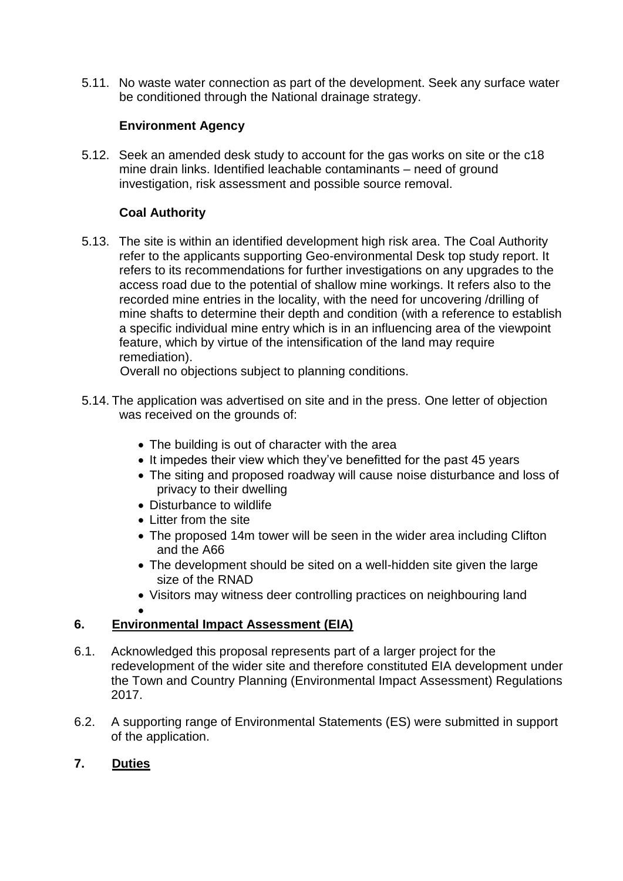5.11. No waste water connection as part of the development. Seek any surface water be conditioned through the National drainage strategy.

**Environment Agency**

5.12. Seek an amended desk study to account for the gas works on site or the c18 mine drain links. Identified leachable contaminants – need of ground investigation, risk assessment and possible source removal.

**Coal Authority**

5.13. The site is within an identified development high risk area. The Coal Authority refer to the applicants supporting Geo-environmental Desk top study report. It refers to its recommendations for further investigations on any upgrades to the access road due to the potential of shallow mine workings. It refers also to the recorded mine entries in the locality, with the need for uncovering /drilling of mine shafts to determine their depth and condition (with a reference to establish a specific individual mine entry which is in an influencing area of the viewpoint feature, which by virtue of the intensification of the land may require remediation).

Overall no objections subject to planning conditions.

5.14. The application was advertised on site and in the press. One letter of objection was received on the grounds of:

- The building is out of character with the area
- It impedes their view which they've benefitted for the past 45 years
- The siting and proposed roadway will cause noise disturbance and loss of privacy to their dwelling
- Disturbance to wildlife
- Litter from the site
- The proposed 14m tower will be seen in the wider area including Clifton and the A66
- The development should be sited on a well-hidden site given the large size of the RNAD
- Visitors may witness deer controlling practices on neighbouring land

## 6. Environmental Impact Assessment (EIA)

6.1. Acknowledged this proposal represents part of a larger project for the redevelopment of the wider site and therefore constituted EIA development under the Town and Country Planning (Environmental Impact Assessment) Regulations 2017.

6.2. A supporting range of Environmental Statements (ES) were submitted in support of the application.

## 7. Duties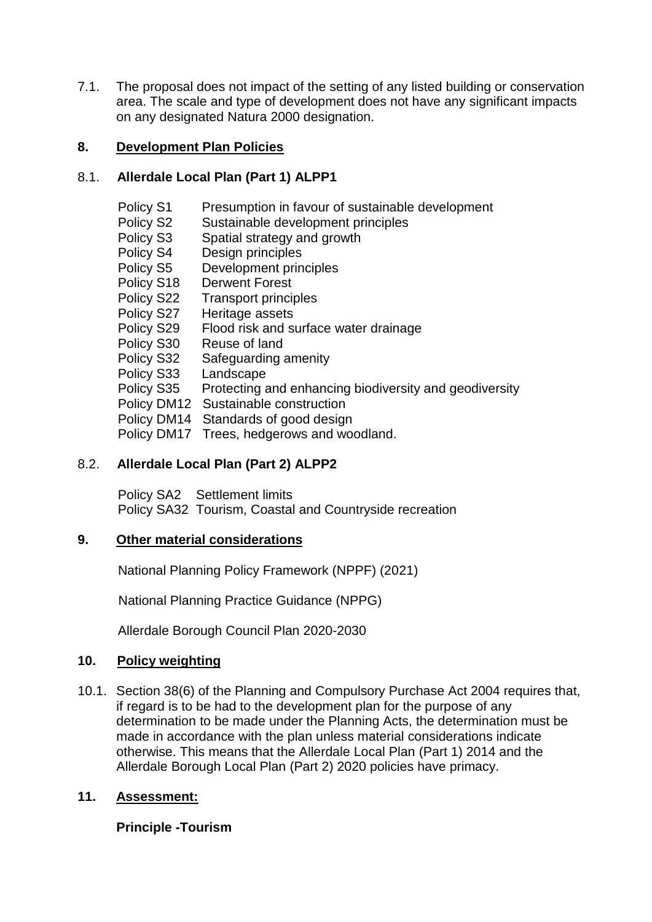7.1. The proposal does not impact of the setting of any listed building or conservation area. The scale and type of development does not have any significant impacts on any designated Natura 2000 designation.

## 8. Development Plan Policies

### 8.1. Allerdale Local Plan (Part 1) ALPP1

- Policy S1 Presumption in favour of sustainable development
- Policy S2 Sustainable development principles
- Policy S3 Spatial strategy and growth
- Policy S4 Design principles
- Policy S5 Development principles
- Policy S18 Derwent Forest
- Policy S22 Transport principles
- Policy S27 Heritage assets
- Policy S29 Flood risk and surface water drainage
- Policy S30 Reuse of land
- Policy S32 Safeguarding amenity
- Policy S33 Landscape
- Policy S35 Protecting and enhancing biodiversity and geodiversity
- Policy DM12 Sustainable construction
- Policy DM14 Standards of good design
- Policy DM17 Trees, hedgerows and woodland.

### 8.2. Allerdale Local Plan (Part 2) ALPP2

- Policy SA2 Settlement limits
- Policy SA32 Tourism, Coastal and Countryside recreation

## 9. Other material considerations

National Planning Policy Framework (NPPF) (2021)

National Planning Practice Guidance (NPPG)

Allerdale Borough Council Plan 2020-2030

## 10. Policy weighting

10.1. Section 38(6) of the Planning and Compulsory Purchase Act 2004 requires that, if regard is to be had to the development plan for the purpose of any determination to be made under the Planning Acts, the determination must be made in accordance with the plan unless material considerations indicate otherwise. This means that the Allerdale Local Plan (Part 1) 2014 and the Allerdale Borough Local Plan (Part 2) 2020 policies have primacy.

## 11. Assessment:

**Principle -Tourism**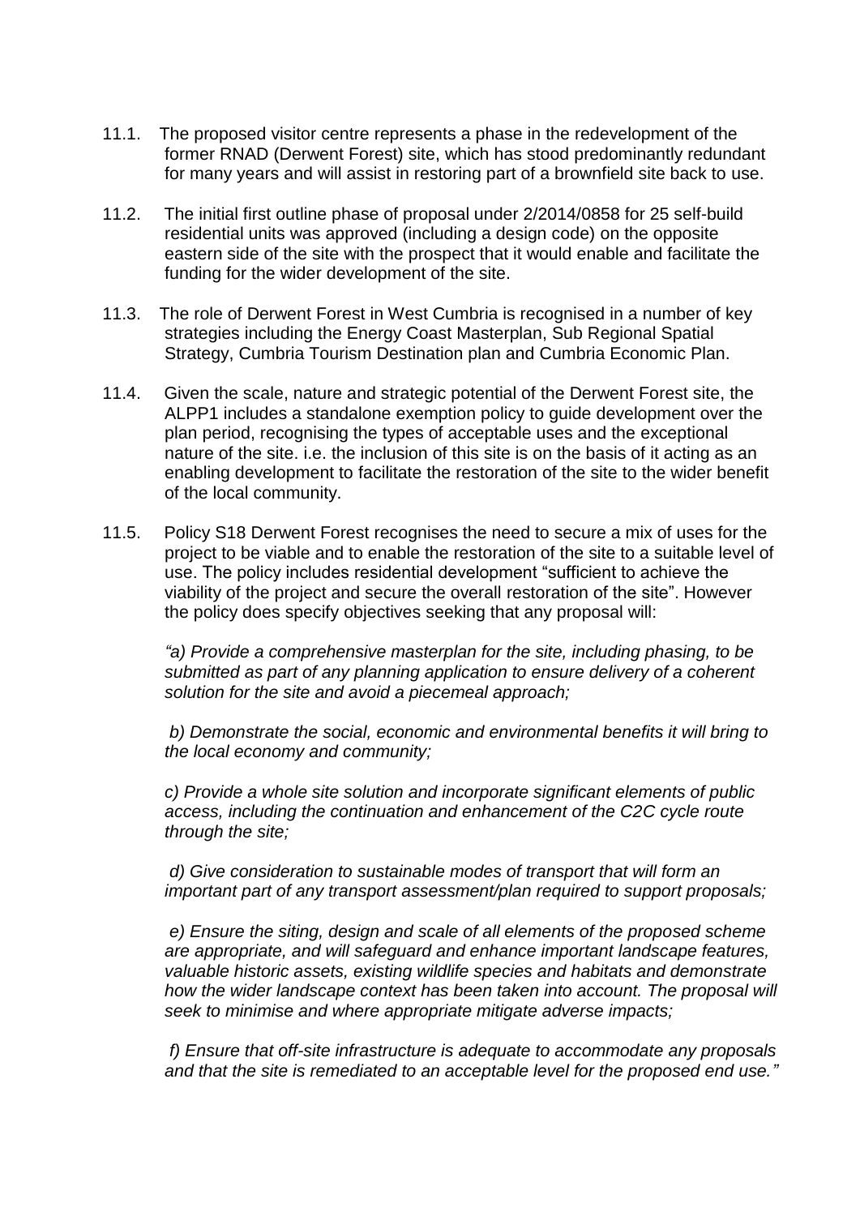11.1. The proposed visitor centre represents a phase in the redevelopment of the former RNAD (Derwent Forest) site, which has stood predominantly redundant for many years and will assist in restoring part of a brownfield site back to use.

11.2. The initial first outline phase of proposal under 2/2014/0858 for 25 self-build residential units was approved (including a design code) on the opposite eastern side of the site with the prospect that it would enable and facilitate the funding for the wider development of the site.

11.3. The role of Derwent Forest in West Cumbria is recognised in a number of key strategies including the Energy Coast Masterplan, Sub Regional Spatial Strategy, Cumbria Tourism Destination plan and Cumbria Economic Plan.

11.4. Given the scale, nature and strategic potential of the Derwent Forest site, the ALPP1 includes a standalone exemption policy to guide development over the plan period, recognising the types of acceptable uses and the exceptional nature of the site. i.e. the inclusion of this site is on the basis of it acting as an enabling development to facilitate the restoration of the site to the wider benefit of the local community.

11.5. Policy S18 Derwent Forest recognises the need to secure a mix of uses for the project to be viable and to enable the restoration of the site to a suitable level of use. The policy includes residential development "sufficient to achieve the viability of the project and secure the overall restoration of the site". However the policy does specify objectives seeking that any proposal will:

*"a) Provide a comprehensive masterplan for the site, including phasing, to be submitted as part of any planning application to ensure delivery of a coherent solution for the site and avoid a piecemeal approach;*

*b) Demonstrate the social, economic and environmental benefits it will bring to the local economy and community;*

*c) Provide a whole site solution and incorporate significant elements of public access, including the continuation and enhancement of the C2C cycle route through the site;*

*d) Give consideration to sustainable modes of transport that will form an important part of any transport assessment/plan required to support proposals;*

*e) Ensure the siting, design and scale of all elements of the proposed scheme are appropriate, and will safeguard and enhance important landscape features, valuable historic assets, existing wildlife species and habitats and demonstrate how the wider landscape context has been taken into account. The proposal will seek to minimise and where appropriate mitigate adverse impacts;*

*f) Ensure that off-site infrastructure is adequate to accommodate any proposals and that the site is remediated to an acceptable level for the proposed end use."*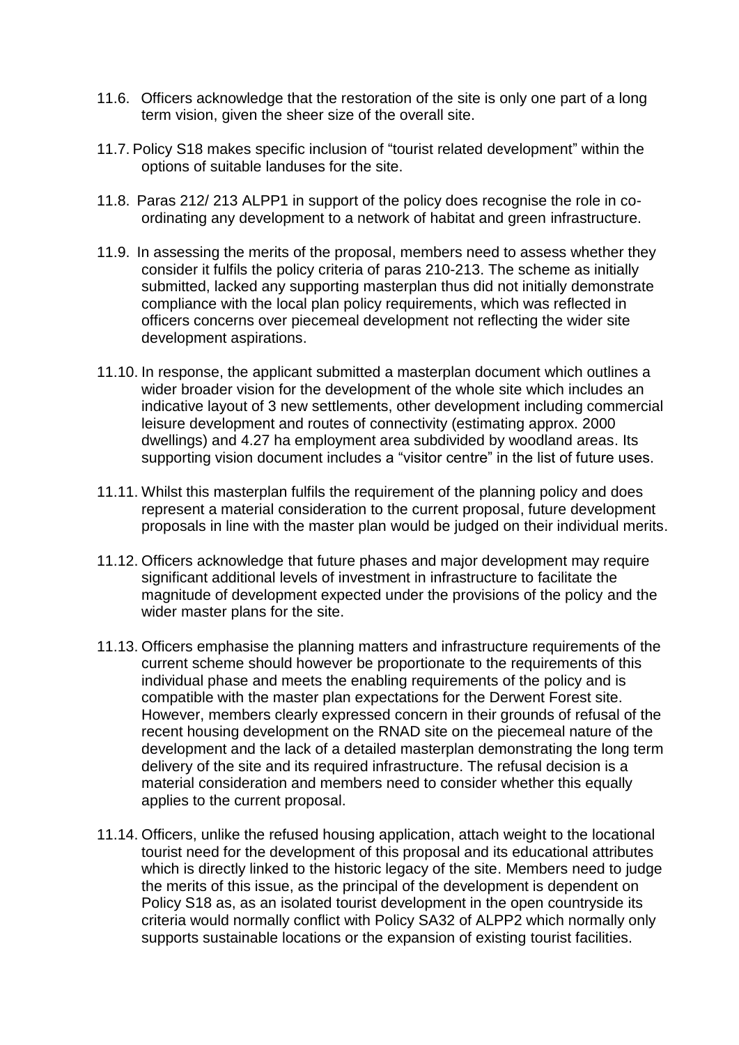11.6. Officers acknowledge that the restoration of the site is only one part of a long term vision, given the sheer size of the overall site.

11.7. Policy S18 makes specific inclusion of "tourist related development" within the options of suitable landuses for the site.

11.8. Paras 212/ 213 ALPP1 in support of the policy does recognise the role in co-ordinating any development to a network of habitat and green infrastructure.

11.9. In assessing the merits of the proposal, members need to assess whether they consider it fulfils the policy criteria of paras 210-213. The scheme as initially submitted, lacked any supporting masterplan thus did not initially demonstrate compliance with the local plan policy requirements, which was reflected in officers concerns over piecemeal development not reflecting the wider site development aspirations.

11.10. In response, the applicant submitted a masterplan document which outlines a wider broader vision for the development of the whole site which includes an indicative layout of 3 new settlements, other development including commercial leisure development and routes of connectivity (estimating approx. 2000 dwellings) and 4.27 ha employment area subdivided by woodland areas. Its supporting vision document includes a "visitor centre" in the list of future uses.

11.11. Whilst this masterplan fulfils the requirement of the planning policy and does represent a material consideration to the current proposal, future development proposals in line with the master plan would be judged on their individual merits.

11.12. Officers acknowledge that future phases and major development may require significant additional levels of investment in infrastructure to facilitate the magnitude of development expected under the provisions of the policy and the wider master plans for the site.

11.13. Officers emphasise the planning matters and infrastructure requirements of the current scheme should however be proportionate to the requirements of this individual phase and meets the enabling requirements of the policy and is compatible with the master plan expectations for the Derwent Forest site. However, members clearly expressed concern in their grounds of refusal of the recent housing development on the RNAD site on the piecemeal nature of the development and the lack of a detailed masterplan demonstrating the long term delivery of the site and its required infrastructure. The refusal decision is a material consideration and members need to consider whether this equally applies to the current proposal.

11.14. Officers, unlike the refused housing application, attach weight to the locational tourist need for the development of this proposal and its educational attributes which is directly linked to the historic legacy of the site. Members need to judge the merits of this issue, as the principal of the development is dependent on Policy S18 as, as an isolated tourist development in the open countryside its criteria would normally conflict with Policy SA32 of ALPP2 which normally only supports sustainable locations or the expansion of existing tourist facilities.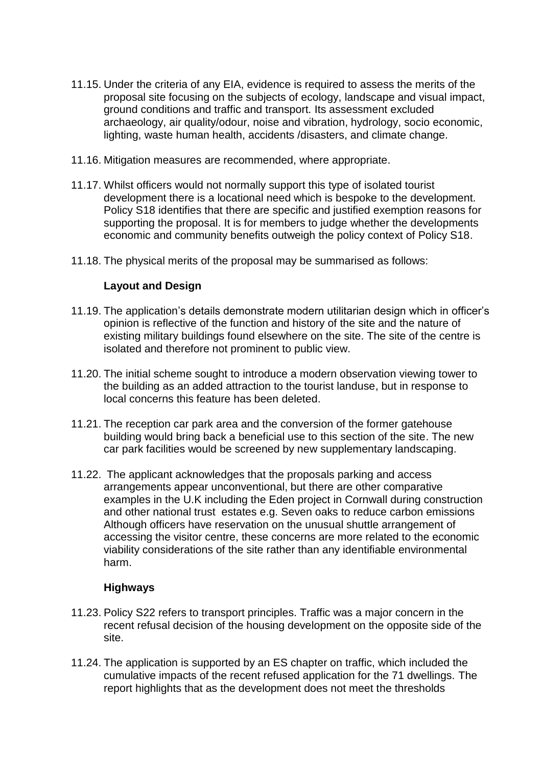11.15. Under the criteria of any EIA, evidence is required to assess the merits of the proposal site focusing on the subjects of ecology, landscape and visual impact, ground conditions and traffic and transport. Its assessment excluded archaeology, air quality/odour, noise and vibration, hydrology, socio economic, lighting, waste human health, accidents /disasters, and climate change.

11.16. Mitigation measures are recommended, where appropriate.

11.17. Whilst officers would not normally support this type of isolated tourist development there is a locational need which is bespoke to the development. Policy S18 identifies that there are specific and justified exemption reasons for supporting the proposal. It is for members to judge whether the developments economic and community benefits outweigh the policy context of Policy S18.

11.18. The physical merits of the proposal may be summarised as follows:

**Layout and Design**

11.19. The application's details demonstrate modern utilitarian design which in officer's opinion is reflective of the function and history of the site and the nature of existing military buildings found elsewhere on the site. The site of the centre is isolated and therefore not prominent to public view.

11.20. The initial scheme sought to introduce a modern observation viewing tower to the building as an added attraction to the tourist landuse, but in response to local concerns this feature has been deleted.

11.21. The reception car park area and the conversion of the former gatehouse building would bring back a beneficial use to this section of the site. The new car park facilities would be screened by new supplementary landscaping.

11.22. The applicant acknowledges that the proposals parking and access arrangements appear unconventional, but there are other comparative examples in the U.K including the Eden project in Cornwall during construction and other national trust estates e.g. Seven oaks to reduce carbon emissions Although officers have reservation on the unusual shuttle arrangement of accessing the visitor centre, these concerns are more related to the economic viability considerations of the site rather than any identifiable environmental harm.

**Highways**

11.23. Policy S22 refers to transport principles. Traffic was a major concern in the recent refusal decision of the housing development on the opposite side of the site.

11.24. The application is supported by an ES chapter on traffic, which included the cumulative impacts of the recent refused application for the 71 dwellings. The report highlights that as the development does not meet the thresholds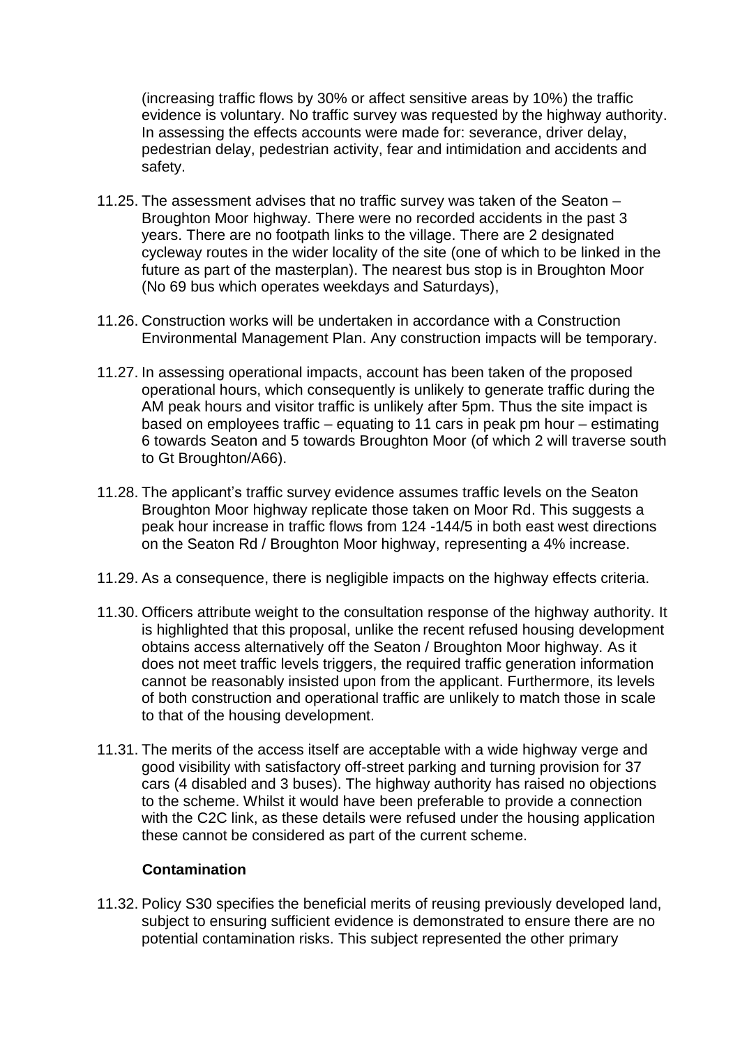(increasing traffic flows by 30% or affect sensitive areas by 10%) the traffic evidence is voluntary. No traffic survey was requested by the highway authority. In assessing the effects accounts were made for: severance, driver delay, pedestrian delay, pedestrian activity, fear and intimidation and accidents and safety.

11.25. The assessment advises that no traffic survey was taken of the Seaton – Broughton Moor highway. There were no recorded accidents in the past 3 years. There are no footpath links to the village. There are 2 designated cycleway routes in the wider locality of the site (one of which to be linked in the future as part of the masterplan). The nearest bus stop is in Broughton Moor (No 69 bus which operates weekdays and Saturdays),

11.26. Construction works will be undertaken in accordance with a Construction Environmental Management Plan. Any construction impacts will be temporary.

11.27. In assessing operational impacts, account has been taken of the proposed operational hours, which consequently is unlikely to generate traffic during the AM peak hours and visitor traffic is unlikely after 5pm. Thus the site impact is based on employees traffic – equating to 11 cars in peak pm hour – estimating 6 towards Seaton and 5 towards Broughton Moor (of which 2 will traverse south to Gt Broughton/A66).

11.28. The applicant's traffic survey evidence assumes traffic levels on the Seaton Broughton Moor highway replicate those taken on Moor Rd. This suggests a peak hour increase in traffic flows from 124 -144/5 in both east west directions on the Seaton Rd / Broughton Moor highway, representing a 4% increase.

11.29. As a consequence, there is negligible impacts on the highway effects criteria.

11.30. Officers attribute weight to the consultation response of the highway authority. It is highlighted that this proposal, unlike the recent refused housing development obtains access alternatively off the Seaton / Broughton Moor highway. As it does not meet traffic levels triggers, the required traffic generation information cannot be reasonably insisted upon from the applicant. Furthermore, its levels of both construction and operational traffic are unlikely to match those in scale to that of the housing development.

11.31. The merits of the access itself are acceptable with a wide highway verge and good visibility with satisfactory off-street parking and turning provision for 37 cars (4 disabled and 3 buses). The highway authority has raised no objections to the scheme. Whilst it would have been preferable to provide a connection with the C2C link, as these details were refused under the housing application these cannot be considered as part of the current scheme.

**Contamination**

11.32. Policy S30 specifies the beneficial merits of reusing previously developed land, subject to ensuring sufficient evidence is demonstrated to ensure there are no potential contamination risks. This subject represented the other primary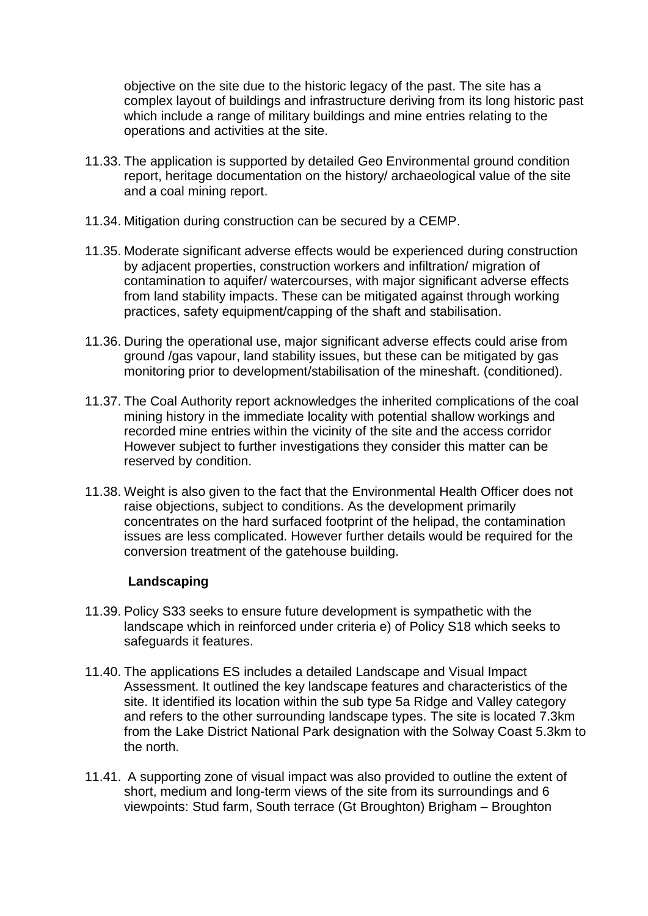objective on the site due to the historic legacy of the past. The site has a complex layout of buildings and infrastructure deriving from its long historic past which include a range of military buildings and mine entries relating to the operations and activities at the site.

11.33. The application is supported by detailed Geo Environmental ground condition report, heritage documentation on the history/ archaeological value of the site and a coal mining report.

11.34. Mitigation during construction can be secured by a CEMP.

11.35. Moderate significant adverse effects would be experienced during construction by adjacent properties, construction workers and infiltration/ migration of contamination to aquifer/ watercourses, with major significant adverse effects from land stability impacts. These can be mitigated against through working practices, safety equipment/capping of the shaft and stabilisation.

11.36. During the operational use, major significant adverse effects could arise from ground /gas vapour, land stability issues, but these can be mitigated by gas monitoring prior to development/stabilisation of the mineshaft. (conditioned).

11.37. The Coal Authority report acknowledges the inherited complications of the coal mining history in the immediate locality with potential shallow workings and recorded mine entries within the vicinity of the site and the access corridor However subject to further investigations they consider this matter can be reserved by condition.

11.38. Weight is also given to the fact that the Environmental Health Officer does not raise objections, subject to conditions. As the development primarily concentrates on the hard surfaced footprint of the helipad, the contamination issues are less complicated. However further details would be required for the conversion treatment of the gatehouse building.

**Landscaping**

11.39. Policy S33 seeks to ensure future development is sympathetic with the landscape which in reinforced under criteria e) of Policy S18 which seeks to safeguards it features.

11.40. The applications ES includes a detailed Landscape and Visual Impact Assessment. It outlined the key landscape features and characteristics of the site. It identified its location within the sub type 5a Ridge and Valley category and refers to the other surrounding landscape types. The site is located 7.3km from the Lake District National Park designation with the Solway Coast 5.3km to the north.

11.41. A supporting zone of visual impact was also provided to outline the extent of short, medium and long-term views of the site from its surroundings and 6 viewpoints: Stud farm, South terrace (Gt Broughton) Brigham – Broughton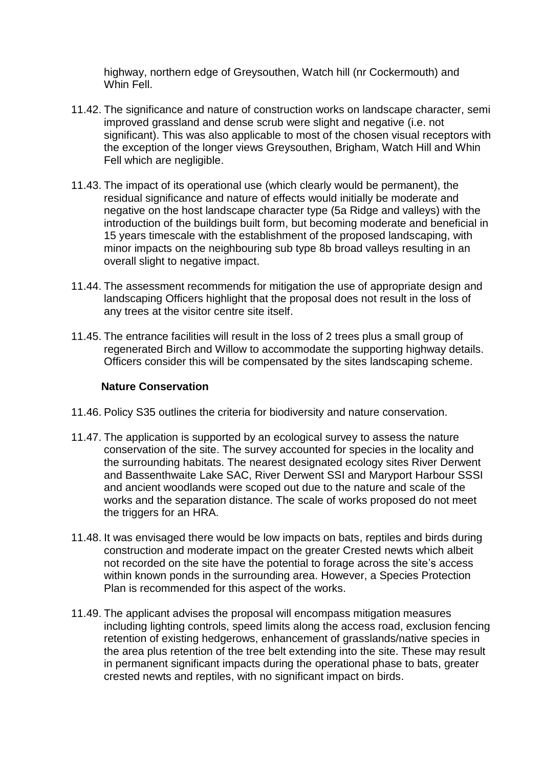highway, northern edge of Greysouthen, Watch hill (nr Cockermouth) and Whin Fell.

11.42. The significance and nature of construction works on landscape character, semi improved grassland and dense scrub were slight and negative (i.e. not significant). This was also applicable to most of the chosen visual receptors with the exception of the longer views Greysouthen, Brigham, Watch Hill and Whin Fell which are negligible.

11.43. The impact of its operational use (which clearly would be permanent), the residual significance and nature of effects would initially be moderate and negative on the host landscape character type (5a Ridge and valleys) with the introduction of the buildings built form, but becoming moderate and beneficial in 15 years timescale with the establishment of the proposed landscaping, with minor impacts on the neighbouring sub type 8b broad valleys resulting in an overall slight to negative impact.

11.44. The assessment recommends for mitigation the use of appropriate design and landscaping Officers highlight that the proposal does not result in the loss of any trees at the visitor centre site itself.

11.45. The entrance facilities will result in the loss of 2 trees plus a small group of regenerated Birch and Willow to accommodate the supporting highway details. Officers consider this will be compensated by the sites landscaping scheme.

**Nature Conservation**

11.46. Policy S35 outlines the criteria for biodiversity and nature conservation.

11.47. The application is supported by an ecological survey to assess the nature conservation of the site. The survey accounted for species in the locality and the surrounding habitats. The nearest designated ecology sites River Derwent and Bassenthwaite Lake SAC, River Derwent SSI and Maryport Harbour SSSI and ancient woodlands were scoped out due to the nature and scale of the works and the separation distance. The scale of works proposed do not meet the triggers for an HRA.

11.48. It was envisaged there would be low impacts on bats, reptiles and birds during construction and moderate impact on the greater Crested newts which albeit not recorded on the site have the potential to forage across the site's access within known ponds in the surrounding area. However, a Species Protection Plan is recommended for this aspect of the works.

11.49. The applicant advises the proposal will encompass mitigation measures including lighting controls, speed limits along the access road, exclusion fencing retention of existing hedgerows, enhancement of grasslands/native species in the area plus retention of the tree belt extending into the site. These may result in permanent significant impacts during the operational phase to bats, greater crested newts and reptiles, with no significant impact on birds.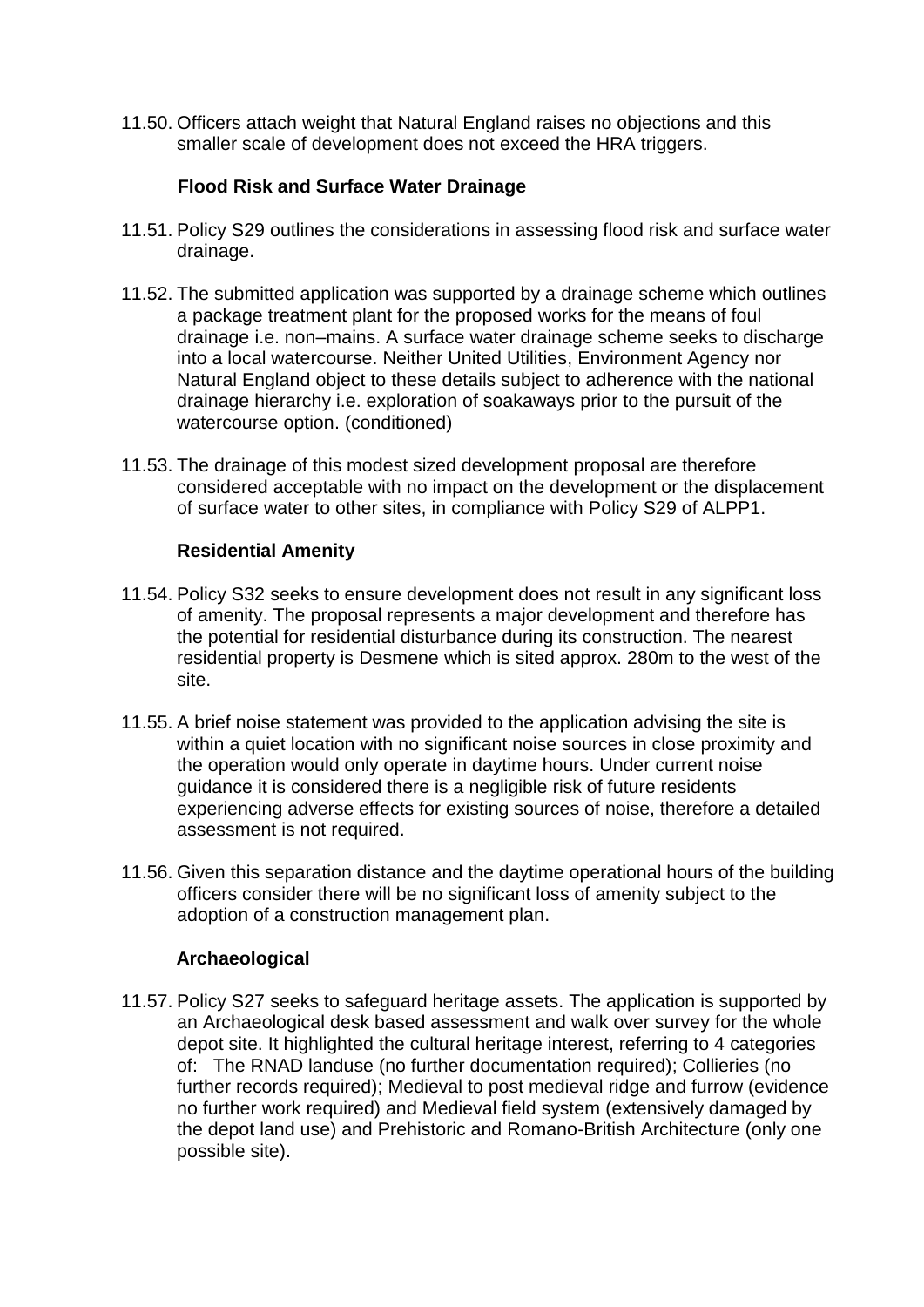11.50. Officers attach weight that Natural England raises no objections and this smaller scale of development does not exceed the HRA triggers.

### Flood Risk and Surface Water Drainage

11.51. Policy S29 outlines the considerations in assessing flood risk and surface water drainage.

11.52. The submitted application was supported by a drainage scheme which outlines a package treatment plant for the proposed works for the means of foul drainage i.e. non–mains. A surface water drainage scheme seeks to discharge into a local watercourse. Neither United Utilities, Environment Agency nor Natural England object to these details subject to adherence with the national drainage hierarchy i.e. exploration of soakaways prior to the pursuit of the watercourse option. (conditioned)

11.53. The drainage of this modest sized development proposal are therefore considered acceptable with no impact on the development or the displacement of surface water to other sites, in compliance with Policy S29 of ALPP1.

### Residential Amenity

11.54. Policy S32 seeks to ensure development does not result in any significant loss of amenity. The proposal represents a major development and therefore has the potential for residential disturbance during its construction. The nearest residential property is Desmene which is sited approx. 280m to the west of the site.

11.55. A brief noise statement was provided to the application advising the site is within a quiet location with no significant noise sources in close proximity and the operation would only operate in daytime hours. Under current noise guidance it is considered there is a negligible risk of future residents experiencing adverse effects for existing sources of noise, therefore a detailed assessment is not required.

11.56. Given this separation distance and the daytime operational hours of the building officers consider there will be no significant loss of amenity subject to the adoption of a construction management plan.

### Archaeological

11.57. Policy S27 seeks to safeguard heritage assets. The application is supported by an Archaeological desk based assessment and walk over survey for the whole depot site. It highlighted the cultural heritage interest, referring to 4 categories of: The RNAD landuse (no further documentation required); Collieries (no further records required); Medieval to post medieval ridge and furrow (evidence no further work required) and Medieval field system (extensively damaged by the depot land use) and Prehistoric and Romano-British Architecture (only one possible site).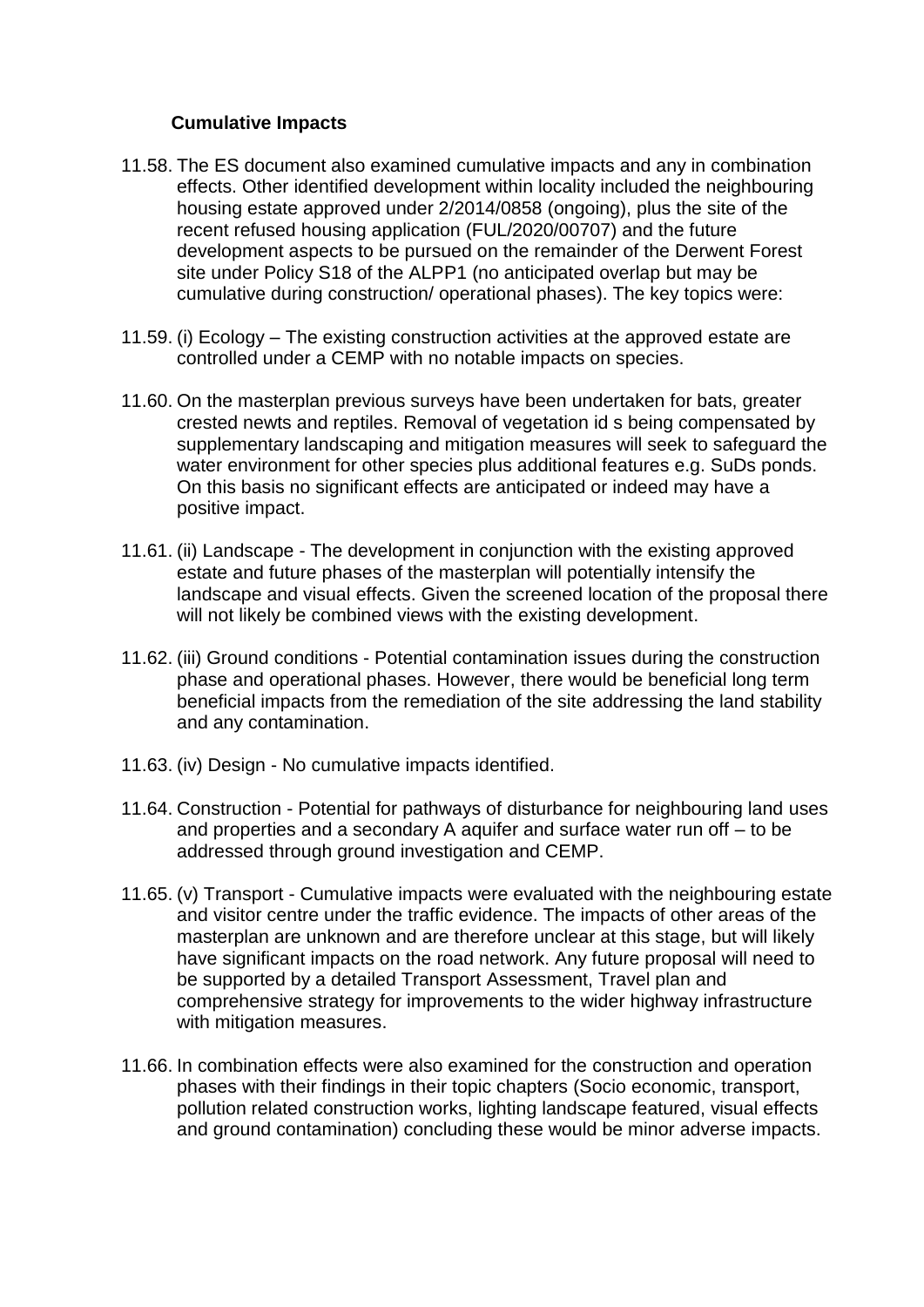**Cumulative Impacts**

11.58. The ES document also examined cumulative impacts and any in combination effects. Other identified development within locality included the neighbouring housing estate approved under 2/2014/0858 (ongoing), plus the site of the recent refused housing application (FUL/2020/00707) and the future development aspects to be pursued on the remainder of the Derwent Forest site under Policy S18 of the ALPP1 (no anticipated overlap but may be cumulative during construction/ operational phases). The key topics were:

11.59. (i) Ecology – The existing construction activities at the approved estate are controlled under a CEMP with no notable impacts on species.

11.60. On the masterplan previous surveys have been undertaken for bats, greater crested newts and reptiles. Removal of vegetation id s being compensated by supplementary landscaping and mitigation measures will seek to safeguard the water environment for other species plus additional features e.g. SuDs ponds. On this basis no significant effects are anticipated or indeed may have a positive impact.

11.61. (ii) Landscape - The development in conjunction with the existing approved estate and future phases of the masterplan will potentially intensify the landscape and visual effects. Given the screened location of the proposal there will not likely be combined views with the existing development.

11.62. (iii) Ground conditions - Potential contamination issues during the construction phase and operational phases. However, there would be beneficial long term beneficial impacts from the remediation of the site addressing the land stability and any contamination.

11.63. (iv) Design - No cumulative impacts identified.

11.64. Construction - Potential for pathways of disturbance for neighbouring land uses and properties and a secondary A aquifer and surface water run off – to be addressed through ground investigation and CEMP.

11.65. (v) Transport - Cumulative impacts were evaluated with the neighbouring estate and visitor centre under the traffic evidence. The impacts of other areas of the masterplan are unknown and are therefore unclear at this stage, but will likely have significant impacts on the road network. Any future proposal will need to be supported by a detailed Transport Assessment, Travel plan and comprehensive strategy for improvements to the wider highway infrastructure with mitigation measures.

11.66. In combination effects were also examined for the construction and operation phases with their findings in their topic chapters (Socio economic, transport, pollution related construction works, lighting landscape featured, visual effects and ground contamination) concluding these would be minor adverse impacts.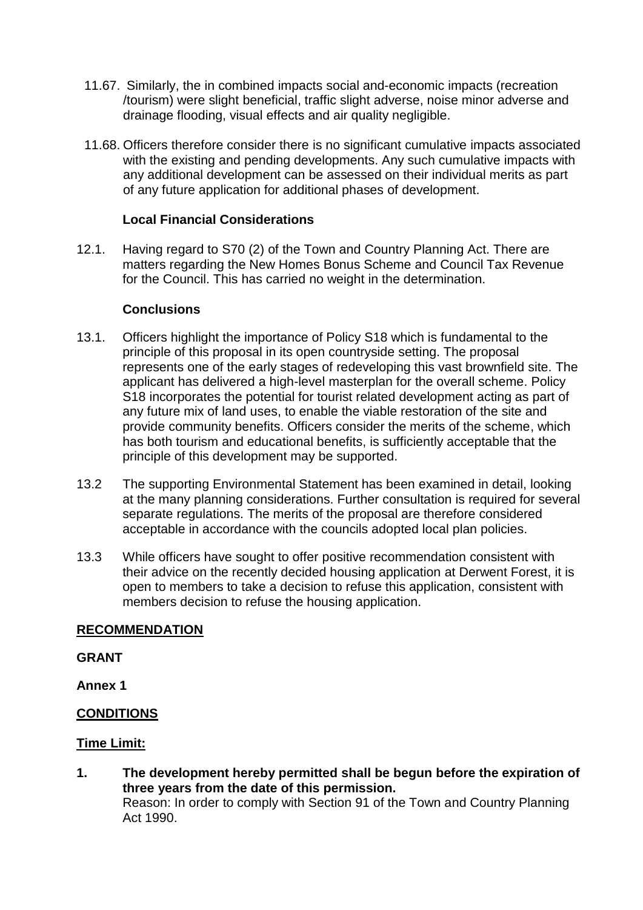11.67. Similarly, the in combined impacts social and-economic impacts (recreation /tourism) were slight beneficial, traffic slight adverse, noise minor adverse and drainage flooding, visual effects and air quality negligible.

11.68. Officers therefore consider there is no significant cumulative impacts associated with the existing and pending developments. Any such cumulative impacts with any additional development can be assessed on their individual merits as part of any future application for additional phases of development.

**Local Financial Considerations**

12.1. Having regard to S70 (2) of the Town and Country Planning Act. There are matters regarding the New Homes Bonus Scheme and Council Tax Revenue for the Council. This has carried no weight in the determination.

**Conclusions**

13.1. Officers highlight the importance of Policy S18 which is fundamental to the principle of this proposal in its open countryside setting. The proposal represents one of the early stages of redeveloping this vast brownfield site. The applicant has delivered a high-level masterplan for the overall scheme. Policy S18 incorporates the potential for tourist related development acting as part of any future mix of land uses, to enable the viable restoration of the site and provide community benefits. Officers consider the merits of the scheme, which has both tourism and educational benefits, is sufficiently acceptable that the principle of this development may be supported.

13.2 The supporting Environmental Statement has been examined in detail, looking at the many planning considerations. Further consultation is required for several separate regulations. The merits of the proposal are therefore considered acceptable in accordance with the councils adopted local plan policies.

13.3 While officers have sought to offer positive recommendation consistent with their advice on the recently decided housing application at Derwent Forest, it is open to members to take a decision to refuse this application, consistent with members decision to refuse the housing application.

**RECOMMENDATION**

**GRANT**

**Annex 1**

**CONDITIONS**

**Time Limit:**

1. **The development hereby permitted shall be begun before the expiration of three years from the date of this permission.**
   Reason: In order to comply with Section 91 of the Town and Country Planning Act 1990.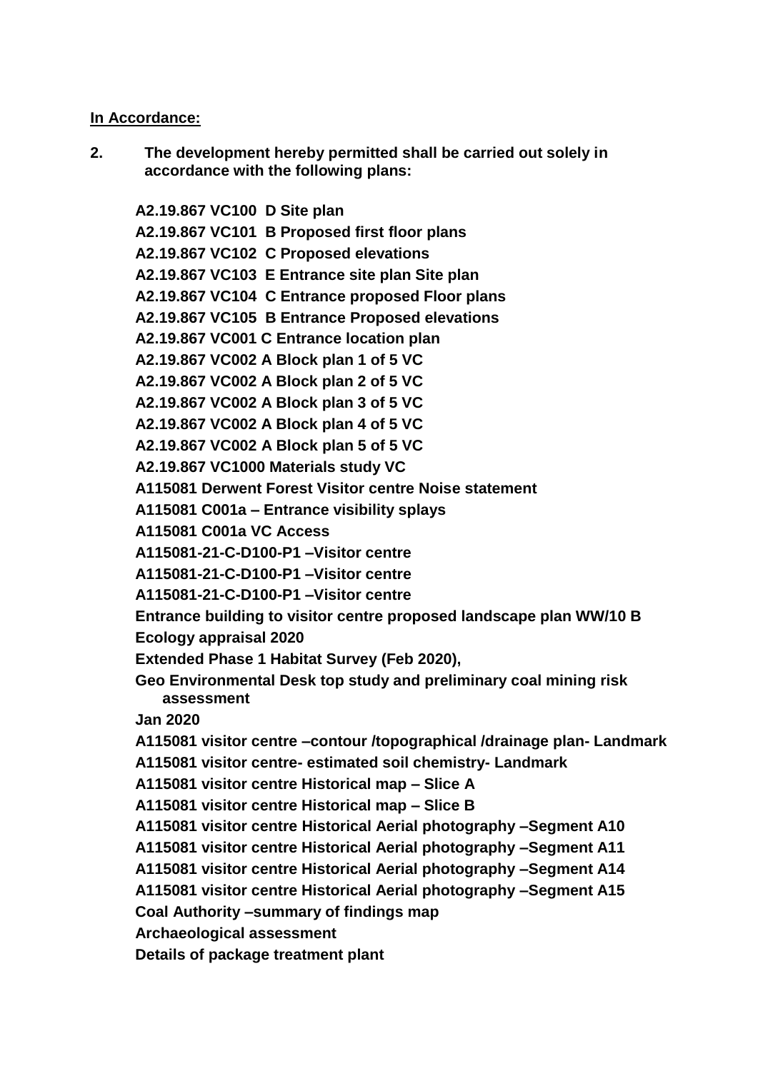**In Accordance:**

**2. The development hereby permitted shall be carried out solely in accordance with the following plans:**

**A2.19.867 VC100 D Site plan**
**A2.19.867 VC101 B Proposed first floor plans**
**A2.19.867 VC102 C Proposed elevations**
**A2.19.867 VC103 E Entrance site plan Site plan**
**A2.19.867 VC104 C Entrance proposed Floor plans**
**A2.19.867 VC105 B Entrance Proposed elevations**
**A2.19.867 VC001 C Entrance location plan**
**A2.19.867 VC002 A Block plan 1 of 5 VC**
**A2.19.867 VC002 A Block plan 2 of 5 VC**
**A2.19.867 VC002 A Block plan 3 of 5 VC**
**A2.19.867 VC002 A Block plan 4 of 5 VC**
**A2.19.867 VC002 A Block plan 5 of 5 VC**
**A2.19.867 VC1000 Materials study VC**
**A115081 Derwent Forest Visitor centre Noise statement**
**A115081 C001a – Entrance visibility splays**
**A115081 C001a VC Access**
**A115081-21-C-D100-P1 –Visitor centre**
**A115081-21-C-D100-P1 –Visitor centre**
**A115081-21-C-D100-P1 –Visitor centre**
**Entrance building to visitor centre proposed landscape plan WW/10 B**
**Ecology appraisal 2020**
**Extended Phase 1 Habitat Survey (Feb 2020),**
**Geo Environmental Desk top study and preliminary coal mining risk assessment**
**Jan 2020**
**A115081 visitor centre –contour /topographical /drainage plan- Landmark**
**A115081 visitor centre- estimated soil chemistry- Landmark**
**A115081 visitor centre Historical map – Slice A**
**A115081 visitor centre Historical map – Slice B**
**A115081 visitor centre Historical Aerial photography –Segment A10**
**A115081 visitor centre Historical Aerial photography –Segment A11**
**A115081 visitor centre Historical Aerial photography –Segment A14**
**A115081 visitor centre Historical Aerial photography –Segment A15**
**Coal Authority –summary of findings map**
**Archaeological assessment**
**Details of package treatment plant**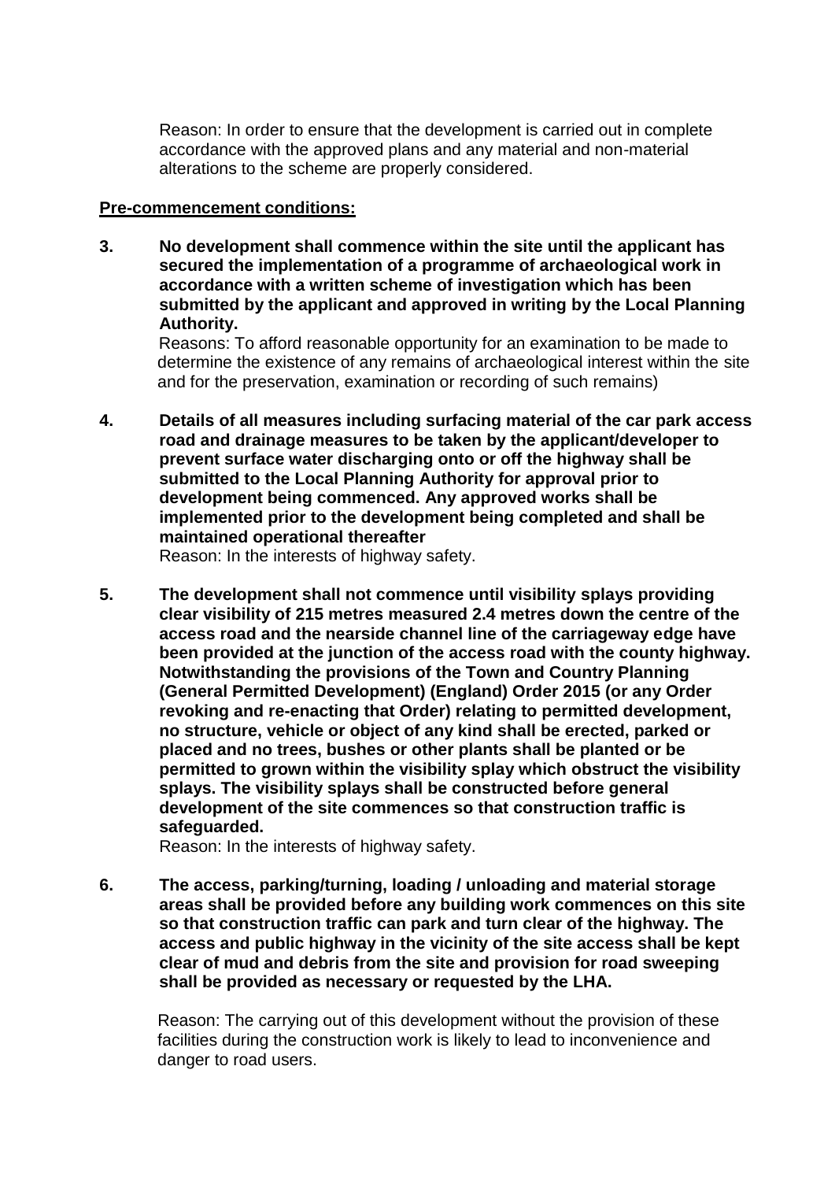Reason: In order to ensure that the development is carried out in complete accordance with the approved plans and any material and non-material alterations to the scheme are properly considered.

**Pre-commencement conditions:**

**3. No development shall commence within the site until the applicant has secured the implementation of a programme of archaeological work in accordance with a written scheme of investigation which has been submitted by the applicant and approved in writing by the Local Planning Authority.**

Reasons: To afford reasonable opportunity for an examination to be made to determine the existence of any remains of archaeological interest within the site and for the preservation, examination or recording of such remains)

**4. Details of all measures including surfacing material of the car park access road and drainage measures to be taken by the applicant/developer to prevent surface water discharging onto or off the highway shall be submitted to the Local Planning Authority for approval prior to development being commenced. Any approved works shall be implemented prior to the development being completed and shall be maintained operational thereafter**

Reason: In the interests of highway safety.

**5. The development shall not commence until visibility splays providing clear visibility of 215 metres measured 2.4 metres down the centre of the access road and the nearside channel line of the carriageway edge have been provided at the junction of the access road with the county highway. Notwithstanding the provisions of the Town and Country Planning (General Permitted Development) (England) Order 2015 (or any Order revoking and re-enacting that Order) relating to permitted development, no structure, vehicle or object of any kind shall be erected, parked or placed and no trees, bushes or other plants shall be planted or be permitted to grown within the visibility splay which obstruct the visibility splays. The visibility splays shall be constructed before general development of the site commences so that construction traffic is safeguarded.**

Reason: In the interests of highway safety.

**6. The access, parking/turning, loading / unloading and material storage areas shall be provided before any building work commences on this site so that construction traffic can park and turn clear of the highway. The access and public highway in the vicinity of the site access shall be kept clear of mud and debris from the site and provision for road sweeping shall be provided as necessary or requested by the LHA.**

Reason: The carrying out of this development without the provision of these facilities during the construction work is likely to lead to inconvenience and danger to road users.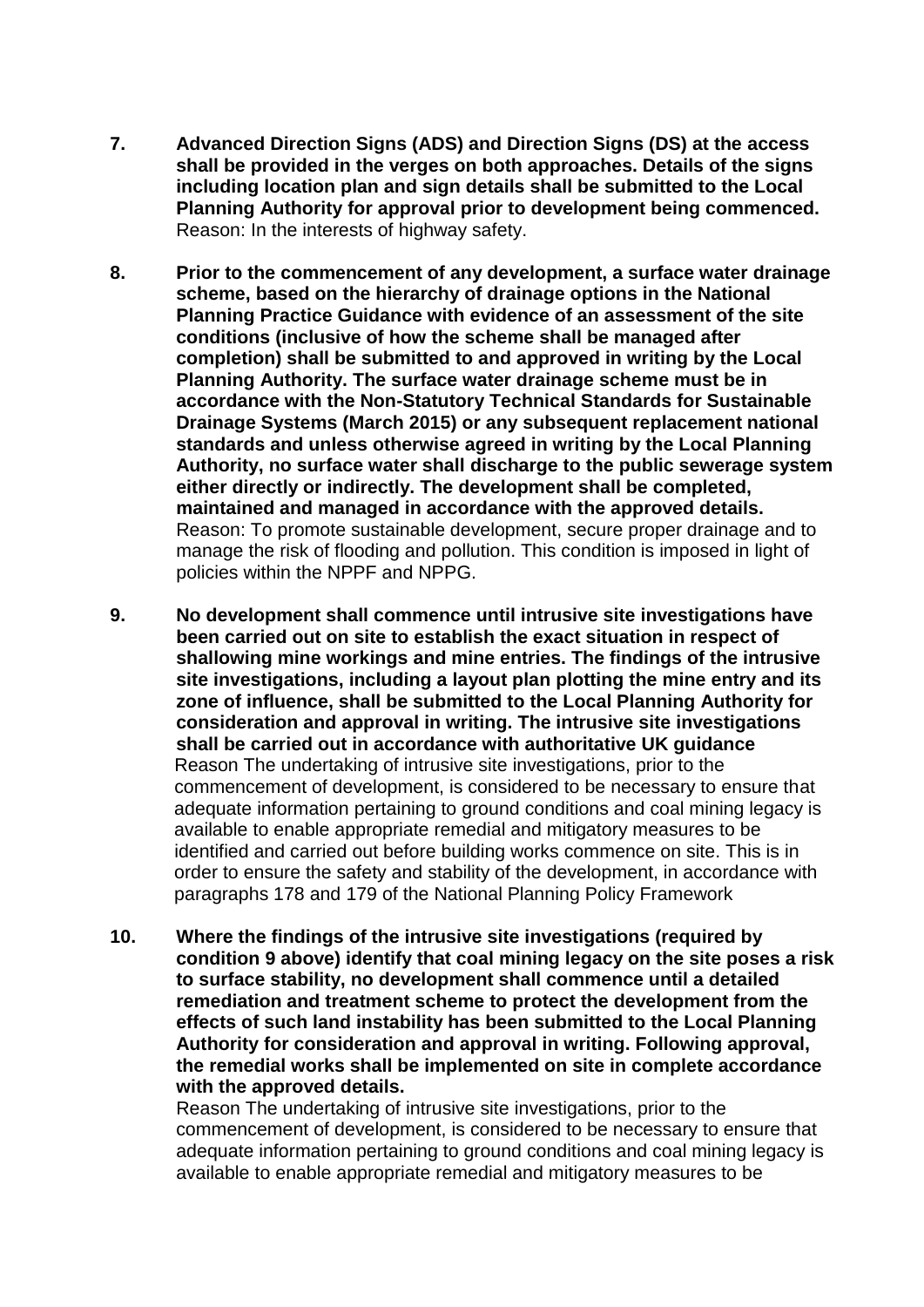**7. Advanced Direction Signs (ADS) and Direction Signs (DS) at the access shall be provided in the verges on both approaches. Details of the signs including location plan and sign details shall be submitted to the Local Planning Authority for approval prior to development being commenced.**
Reason: In the interests of highway safety.

**8. Prior to the commencement of any development, a surface water drainage scheme, based on the hierarchy of drainage options in the National Planning Practice Guidance with evidence of an assessment of the site conditions (inclusive of how the scheme shall be managed after completion) shall be submitted to and approved in writing by the Local Planning Authority. The surface water drainage scheme must be in accordance with the Non-Statutory Technical Standards for Sustainable Drainage Systems (March 2015) or any subsequent replacement national standards and unless otherwise agreed in writing by the Local Planning Authority, no surface water shall discharge to the public sewerage system either directly or indirectly. The development shall be completed, maintained and managed in accordance with the approved details.**
Reason: To promote sustainable development, secure proper drainage and to manage the risk of flooding and pollution. This condition is imposed in light of policies within the NPPF and NPPG.

**9. No development shall commence until intrusive site investigations have been carried out on site to establish the exact situation in respect of shallowing mine workings and mine entries. The findings of the intrusive site investigations, including a layout plan plotting the mine entry and its zone of influence, shall be submitted to the Local Planning Authority for consideration and approval in writing. The intrusive site investigations shall be carried out in accordance with authoritative UK guidance**
Reason The undertaking of intrusive site investigations, prior to the commencement of development, is considered to be necessary to ensure that adequate information pertaining to ground conditions and coal mining legacy is available to enable appropriate remedial and mitigatory measures to be identified and carried out before building works commence on site. This is in order to ensure the safety and stability of the development, in accordance with paragraphs 178 and 179 of the National Planning Policy Framework

**10. Where the findings of the intrusive site investigations (required by condition 9 above) identify that coal mining legacy on the site poses a risk to surface stability, no development shall commence until a detailed remediation and treatment scheme to protect the development from the effects of such land instability has been submitted to the Local Planning Authority for consideration and approval in writing. Following approval, the remedial works shall be implemented on site in complete accordance with the approved details.**
Reason The undertaking of intrusive site investigations, prior to the commencement of development, is considered to be necessary to ensure that adequate information pertaining to ground conditions and coal mining legacy is available to enable appropriate remedial and mitigatory measures to be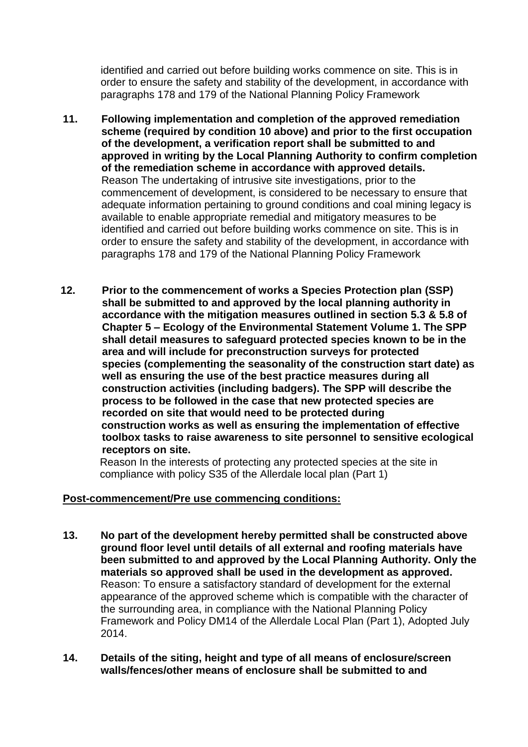identified and carried out before building works commence on site. This is in order to ensure the safety and stability of the development, in accordance with paragraphs 178 and 179 of the National Planning Policy Framework

11. **Following implementation and completion of the approved remediation scheme (required by condition 10 above) and prior to the first occupation of the development, a verification report shall be submitted to and approved in writing by the Local Planning Authority to confirm completion of the remediation scheme in accordance with approved details.**
    Reason The undertaking of intrusive site investigations, prior to the commencement of development, is considered to be necessary to ensure that adequate information pertaining to ground conditions and coal mining legacy is available to enable appropriate remedial and mitigatory measures to be identified and carried out before building works commence on site. This is in order to ensure the safety and stability of the development, in accordance with paragraphs 178 and 179 of the National Planning Policy Framework

12. **Prior to the commencement of works a Species Protection plan (SSP) shall be submitted to and approved by the local planning authority in accordance with the mitigation measures outlined in section 5.3 & 5.8 of Chapter 5 – Ecology of the Environmental Statement Volume 1. The SPP shall detail measures to safeguard protected species known to be in the area and will include for preconstruction surveys for protected species (complementing the seasonality of the construction start date) as well as ensuring the use of the best practice measures during all construction activities (including badgers). The SPP will describe the process to be followed in the case that new protected species are recorded on site that would need to be protected during construction works as well as ensuring the implementation of effective toolbox tasks to raise awareness to site personnel to sensitive ecological receptors on site.**
    Reason In the interests of protecting any protected species at the site in compliance with policy S35 of the Allerdale local plan (Part 1)

**<u>Post-commencement/Pre use commencing conditions:</u>**

13. **No part of the development hereby permitted shall be constructed above ground floor level until details of all external and roofing materials have been submitted to and approved by the Local Planning Authority. Only the materials so approved shall be used in the development as approved.**
    Reason: To ensure a satisfactory standard of development for the external appearance of the approved scheme which is compatible with the character of the surrounding area, in compliance with the National Planning Policy Framework and Policy DM14 of the Allerdale Local Plan (Part 1), Adopted July 2014.

14. **Details of the siting, height and type of all means of enclosure/screen walls/fences/other means of enclosure shall be submitted to and**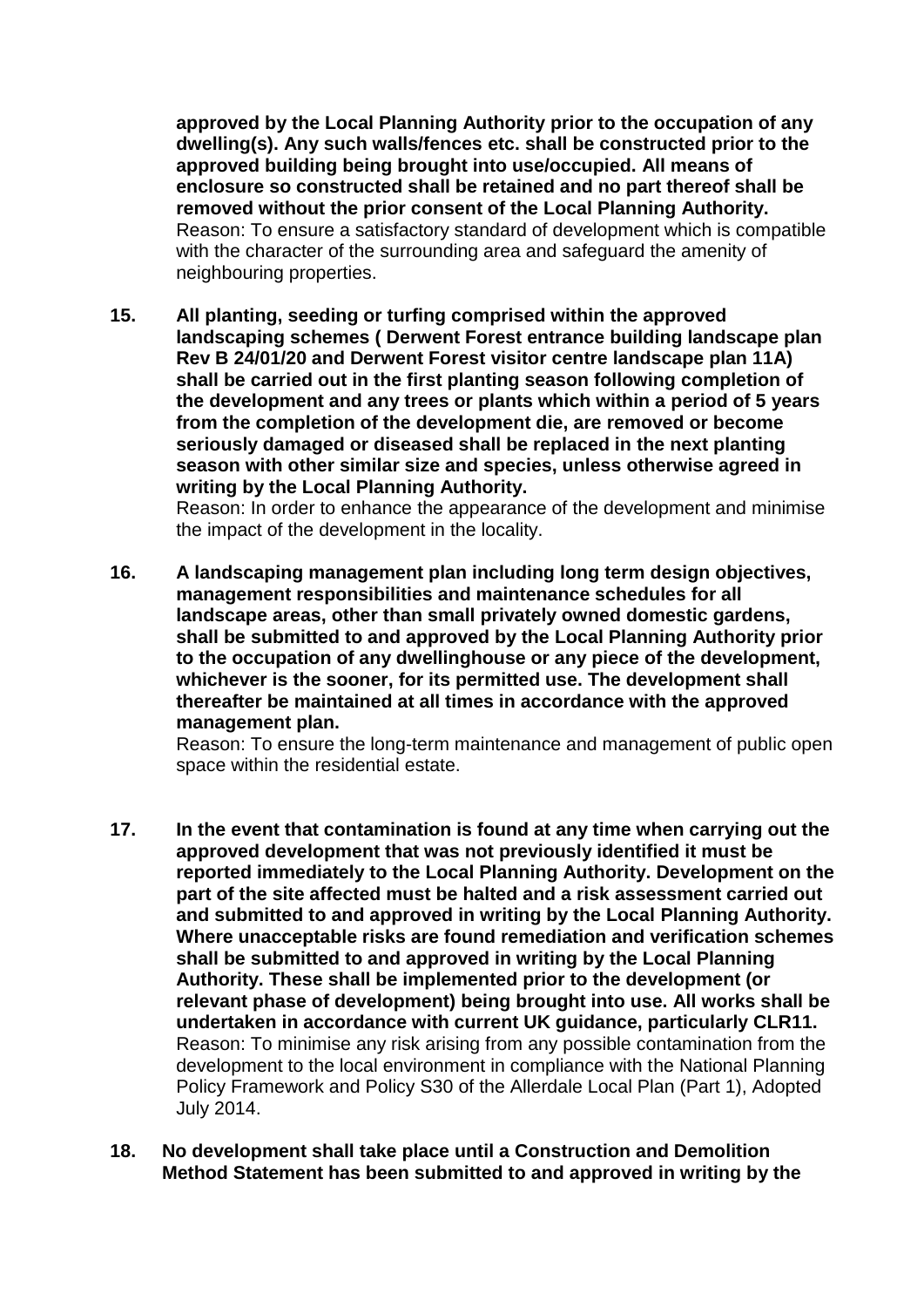**approved by the Local Planning Authority prior to the occupation of any dwelling(s). Any such walls/fences etc. shall be constructed prior to the approved building being brought into use/occupied. All means of enclosure so constructed shall be retained and no part thereof shall be removed without the prior consent of the Local Planning Authority.**
Reason: To ensure a satisfactory standard of development which is compatible with the character of the surrounding area and safeguard the amenity of neighbouring properties.

15. **All planting, seeding or turfing comprised within the approved landscaping schemes ( Derwent Forest entrance building landscape plan Rev B 24/01/20 and Derwent Forest visitor centre landscape plan 11A) shall be carried out in the first planting season following completion of the development and any trees or plants which within a period of 5 years from the completion of the development die, are removed or become seriously damaged or diseased shall be replaced in the next planting season with other similar size and species, unless otherwise agreed in writing by the Local Planning Authority.**
Reason: In order to enhance the appearance of the development and minimise the impact of the development in the locality.

16. **A landscaping management plan including long term design objectives, management responsibilities and maintenance schedules for all landscape areas, other than small privately owned domestic gardens, shall be submitted to and approved by the Local Planning Authority prior to the occupation of any dwellinghouse or any piece of the development, whichever is the sooner, for its permitted use. The development shall thereafter be maintained at all times in accordance with the approved management plan.**
Reason: To ensure the long-term maintenance and management of public open space within the residential estate.

17. **In the event that contamination is found at any time when carrying out the approved development that was not previously identified it must be reported immediately to the Local Planning Authority. Development on the part of the site affected must be halted and a risk assessment carried out and submitted to and approved in writing by the Local Planning Authority. Where unacceptable risks are found remediation and verification schemes shall be submitted to and approved in writing by the Local Planning Authority. These shall be implemented prior to the development (or relevant phase of development) being brought into use. All works shall be undertaken in accordance with current UK guidance, particularly CLR11.**
Reason: To minimise any risk arising from any possible contamination from the development to the local environment in compliance with the National Planning Policy Framework and Policy S30 of the Allerdale Local Plan (Part 1), Adopted July 2014.

18. **No development shall take place until a Construction and Demolition Method Statement has been submitted to and approved in writing by the**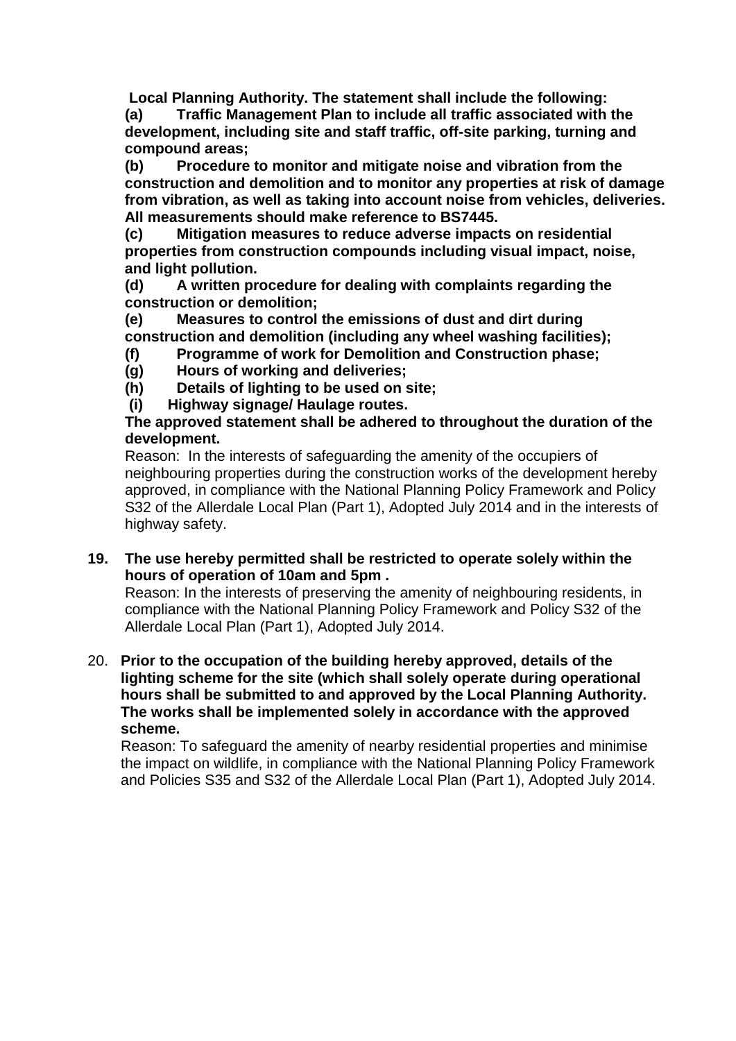**Local Planning Authority. The statement shall include the following:**

**(a) Traffic Management Plan to include all traffic associated with the development, including site and staff traffic, off-site parking, turning and compound areas;**

**(b) Procedure to monitor and mitigate noise and vibration from the construction and demolition and to monitor any properties at risk of damage from vibration, as well as taking into account noise from vehicles, deliveries. All measurements should make reference to BS7445.**

**(c) Mitigation measures to reduce adverse impacts on residential properties from construction compounds including visual impact, noise, and light pollution.**

**(d) A written procedure for dealing with complaints regarding the construction or demolition;**

**(e) Measures to control the emissions of dust and dirt during construction and demolition (including any wheel washing facilities);**

**(f) Programme of work for Demolition and Construction phase;**

**(g) Hours of working and deliveries;**

**(h) Details of lighting to be used on site;**

**(i) Highway signage/ Haulage routes.**

**The approved statement shall be adhered to throughout the duration of the development.**

Reason: In the interests of safeguarding the amenity of the occupiers of neighbouring properties during the construction works of the development hereby approved, in compliance with the National Planning Policy Framework and Policy S32 of the Allerdale Local Plan (Part 1), Adopted July 2014 and in the interests of highway safety.

**19. The use hereby permitted shall be restricted to operate solely within the hours of operation of 10am and 5pm .**

Reason: In the interests of preserving the amenity of neighbouring residents, in compliance with the National Planning Policy Framework and Policy S32 of the Allerdale Local Plan (Part 1), Adopted July 2014.

20. **Prior to the occupation of the building hereby approved, details of the lighting scheme for the site (which shall solely operate during operational hours shall be submitted to and approved by the Local Planning Authority. The works shall be implemented solely in accordance with the approved scheme.**

Reason: To safeguard the amenity of nearby residential properties and minimise the impact on wildlife, in compliance with the National Planning Policy Framework and Policies S35 and S32 of the Allerdale Local Plan (Part 1), Adopted July 2014.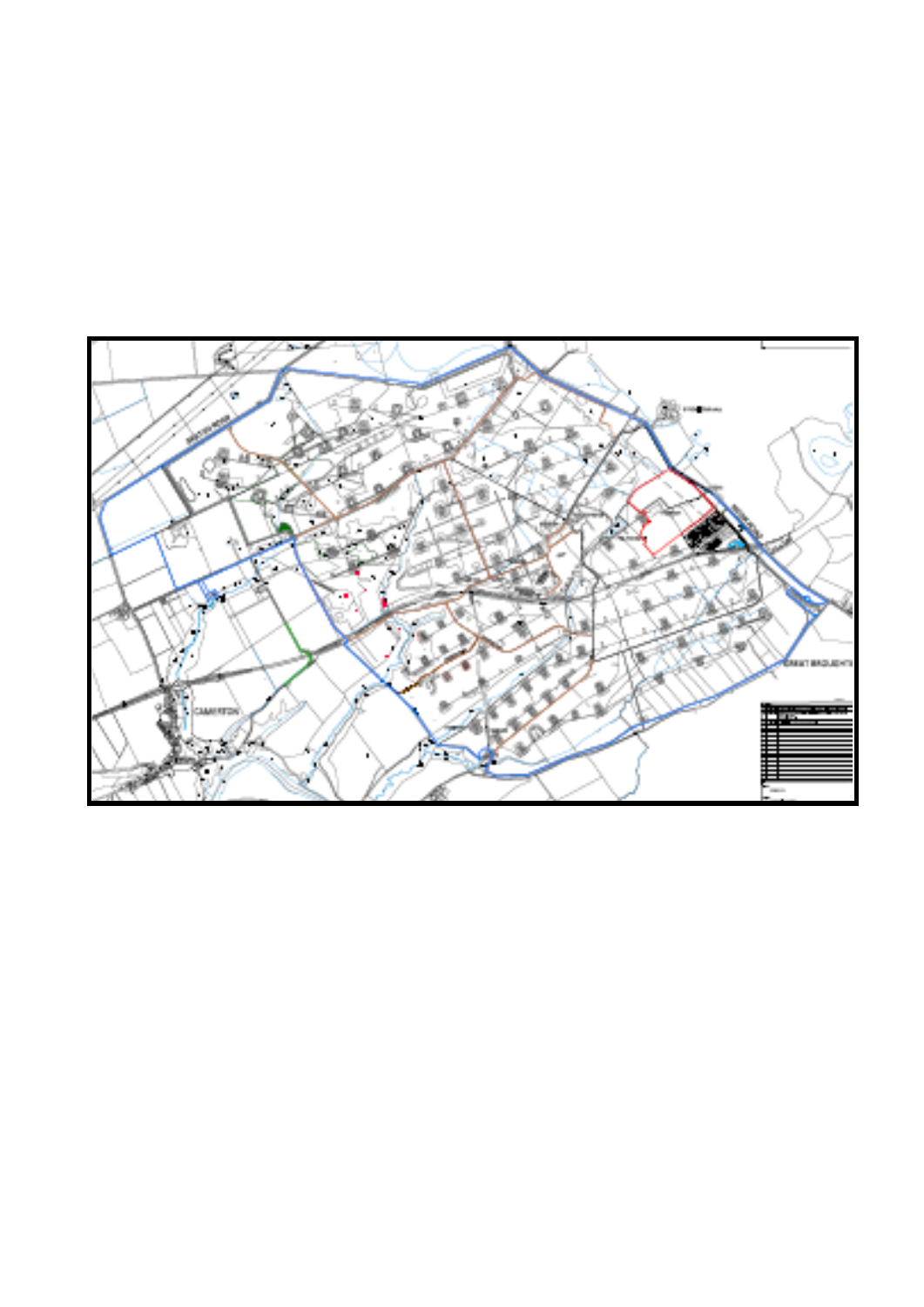CAMERTON

GREAT BROUGHTON